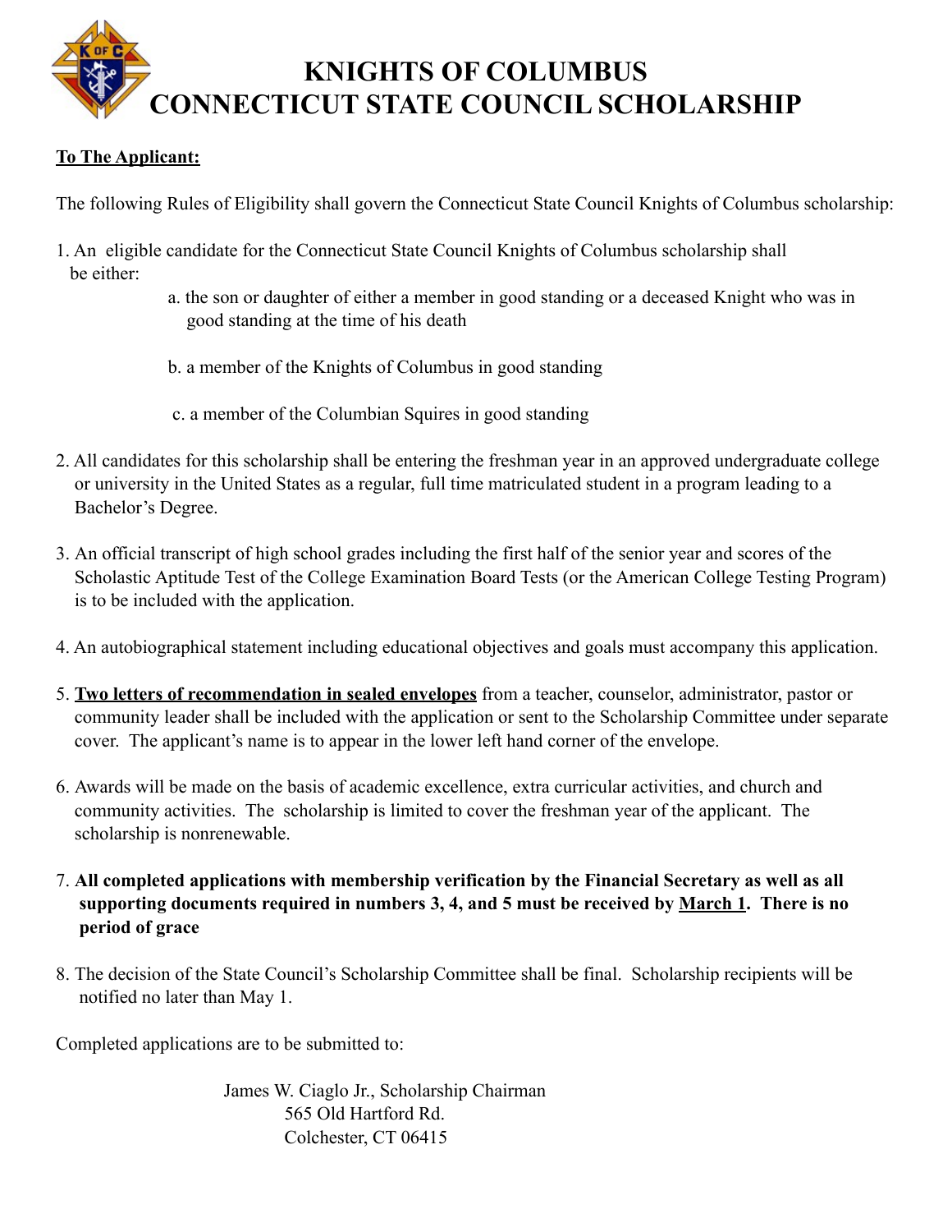# KNIGHTS OF COLUMBUS
# CONNECTICUT STATE COUNCIL SCHOLARSHIP

**<u>To The Applicant:</u>**

The following Rules of Eligibility shall govern the Connecticut State Council Knights of Columbus scholarship:

1. An eligible candidate for the Connecticut State Council Knights of Columbus scholarship shall be either:

   a. the son or daughter of either a member in good standing or a deceased Knight who was in good standing at the time of his death

   b. a member of the Knights of Columbus in good standing

   c. a member of the Columbian Squires in good standing

2. All candidates for this scholarship shall be entering the freshman year in an approved undergraduate college or university in the United States as a regular, full time matriculated student in a program leading to a Bachelor's Degree.

3. An official transcript of high school grades including the first half of the senior year and scores of the Scholastic Aptitude Test of the College Examination Board Tests (or the American College Testing Program) is to be included with the application.

4. An autobiographical statement including educational objectives and goals must accompany this application.

5. **<u>Two letters of recommendation in sealed envelopes</u>** from a teacher, counselor, administrator, pastor or community leader shall be included with the application or sent to the Scholarship Committee under separate cover. The applicant's name is to appear in the lower left hand corner of the envelope.

6. Awards will be made on the basis of academic excellence, extra curricular activities, and church and community activities. The scholarship is limited to cover the freshman year of the applicant. The scholarship is nonrenewable.

7. **All completed applications with membership verification by the Financial Secretary as well as all supporting documents required in numbers 3, 4, and 5 must be received by <u>March 1</u>. There is no period of grace**

8. The decision of the State Council's Scholarship Committee shall be final. Scholarship recipients will be notified no later than May 1.

Completed applications are to be submitted to:

James W. Ciaglo Jr., Scholarship Chairman
565 Old Hartford Rd.
Colchester, CT 06415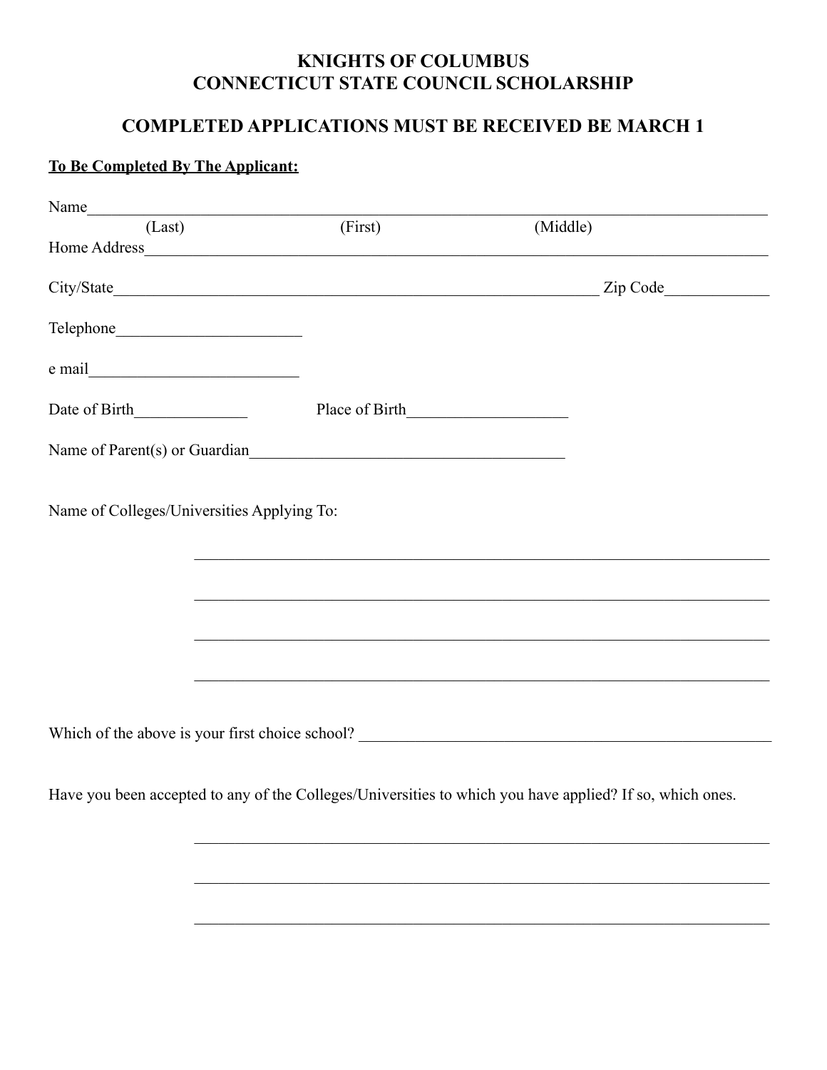# KNIGHTS OF COLUMBUS
# CONNECTICUT STATE COUNCIL SCHOLARSHIP

## COMPLETED APPLICATIONS MUST BE RECEIVED BE MARCH 1

**To Be Completed By The Applicant:**

Name_______________________________________________________________________________

(Last) (First) (Middle)

Home Address_________________________________________________________________________

City/State_____________________________________________________ Zip Code____________

Telephone______________________

e mail________________________

Date of Birth_____________ Place of Birth___________________

Name of Parent(s) or Guardian_____________________________________

Name of Colleges/Universities Applying To:

_________________________________________________________________

_________________________________________________________________

_________________________________________________________________

_________________________________________________________________

Which of the above is your first choice school? ____________________________________________

Have you been accepted to any of the Colleges/Universities to which you have applied? If so, which ones.

_________________________________________________________________

_________________________________________________________________

_________________________________________________________________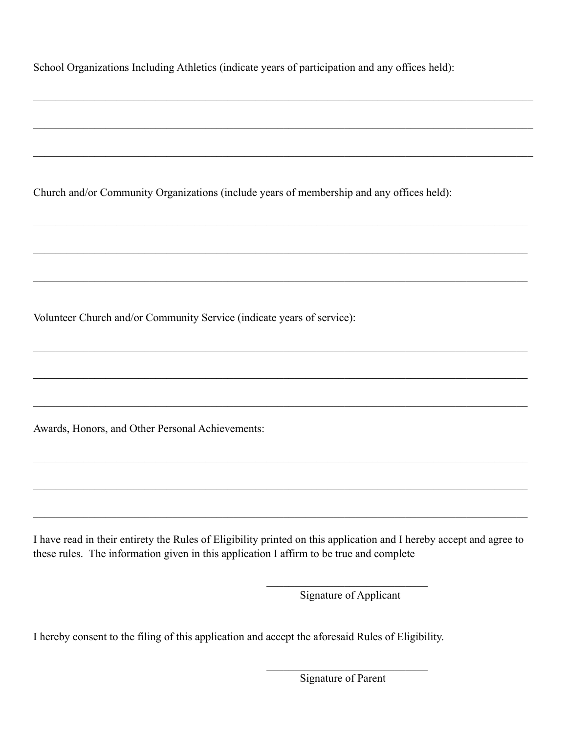School Organizations Including Athletics (indicate years of participation and any offices held):

______________________________________________________________________________

______________________________________________________________________________

______________________________________________________________________________

Church and/or Community Organizations (include years of membership and any offices held):

______________________________________________________________________________

______________________________________________________________________________

______________________________________________________________________________

Volunteer Church and/or Community Service (indicate years of service):

______________________________________________________________________________

______________________________________________________________________________

______________________________________________________________________________

Awards, Honors, and Other Personal Achievements:

______________________________________________________________________________

______________________________________________________________________________

______________________________________________________________________________

I have read in their entirety the Rules of Eligibility printed on this application and I hereby accept and agree to these rules. The information given in this application I affirm to be true and complete

______________________________
Signature of Applicant

I hereby consent to the filing of this application and accept the aforesaid Rules of Eligibility.

______________________________
Signature of Parent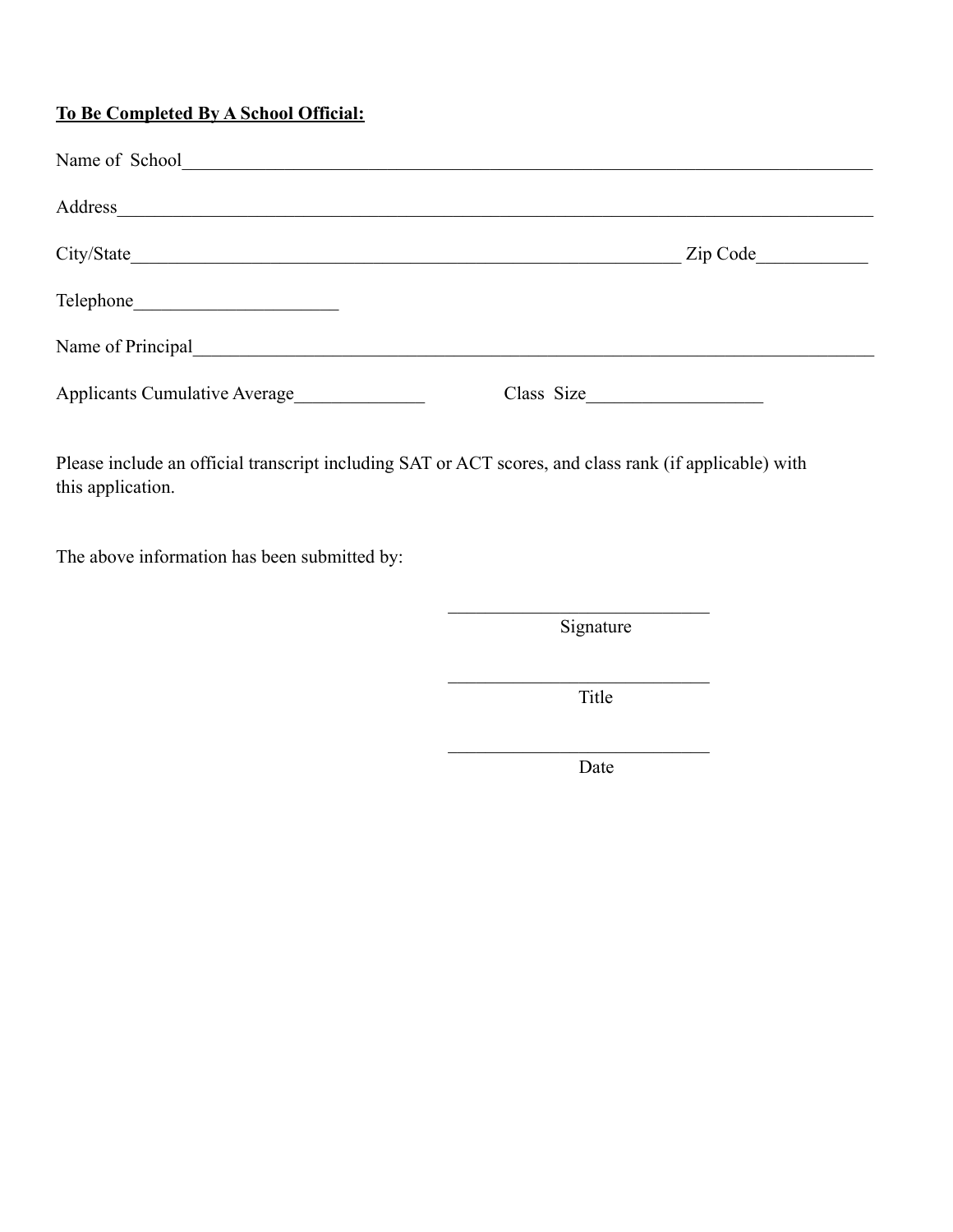**To Be Completed By A School Official:**

Name of School_______________________________________________________________________________

Address_____________________________________________________________________________________

City/State____________________________________________________________________ Zip Code____________

Telephone______________________

Name of Principal_____________________________________________________________________________

Applicants Cumulative Average______________ Class Size___________________

Please include an official transcript including SAT or ACT scores, and class rank (if applicable) with this application.

The above information has been submitted by:

_____________________________
Signature

_____________________________
Title

_____________________________
Date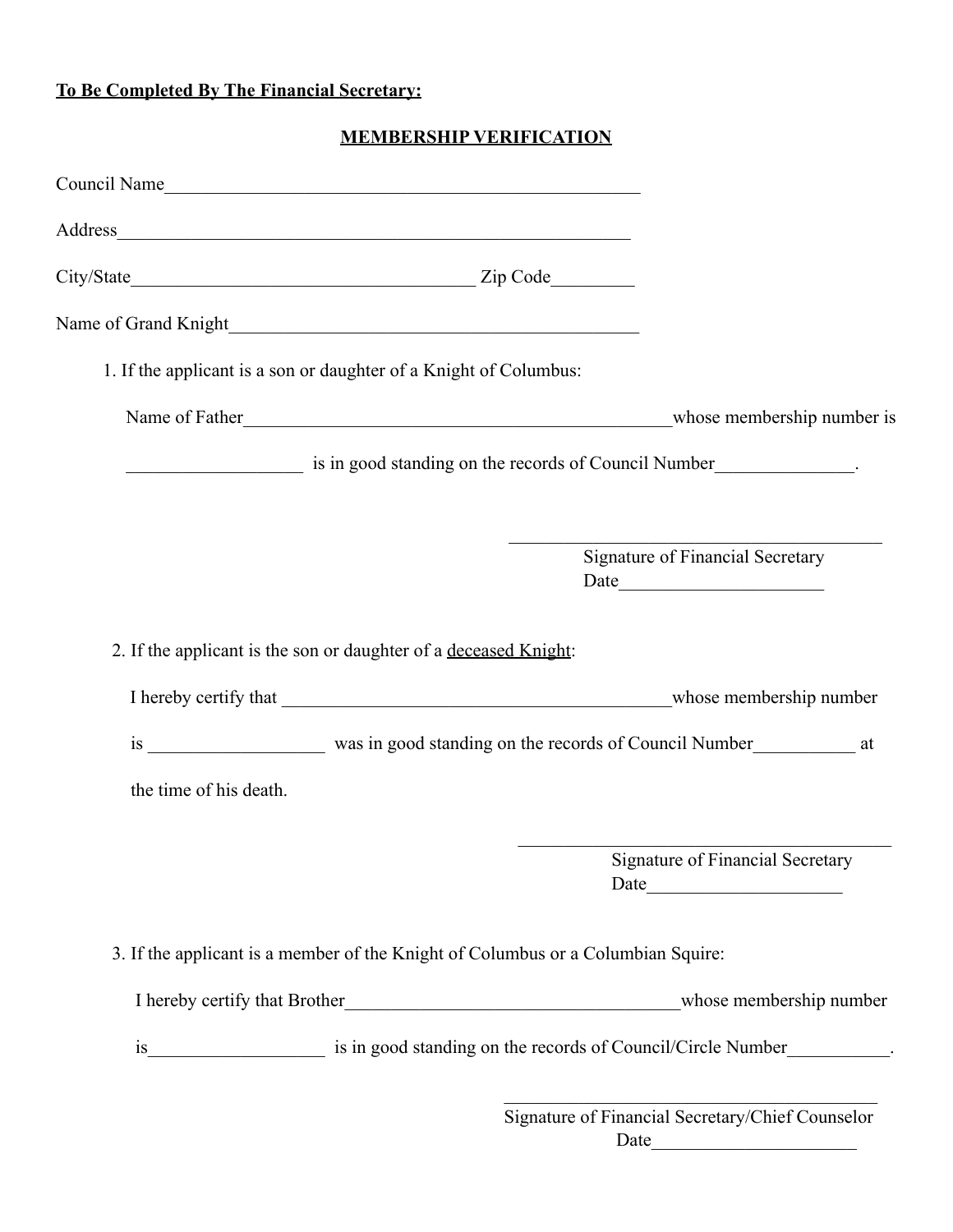**<u>To Be Completed By The Financial Secretary:</u>**

**<u>MEMBERSHIP VERIFICATION</u>**

Council Name_____________________________________________________

Address_________________________________________________________

City/State_______________________________________ Zip Code_________

Name of Grand Knight______________________________________________

1. If the applicant is a son or daughter of a Knight of Columbus:

   Name of Father________________________________________________whose membership number is

   ___________________ is in good standing on the records of Council Number_______________.

   _________________________________________
   Signature of Financial Secretary
   Date______________________

2. If the applicant is the son or daughter of a <u>deceased Knight</u>:

   I hereby certify that ___________________________________________whose membership number

   is ___________________ was in good standing on the records of Council Number___________ at

   the time of his death.

   _________________________________________
   Signature of Financial Secretary
   Date_____________________

3. If the applicant is a member of the Knight of Columbus or a Columbian Squire:

   I hereby certify that Brother_____________________________________whose membership number

   is___________________ is in good standing on the records of Council/Circle Number___________.

   _________________________________________
   Signature of Financial Secretary/Chief Counselor
   Date______________________